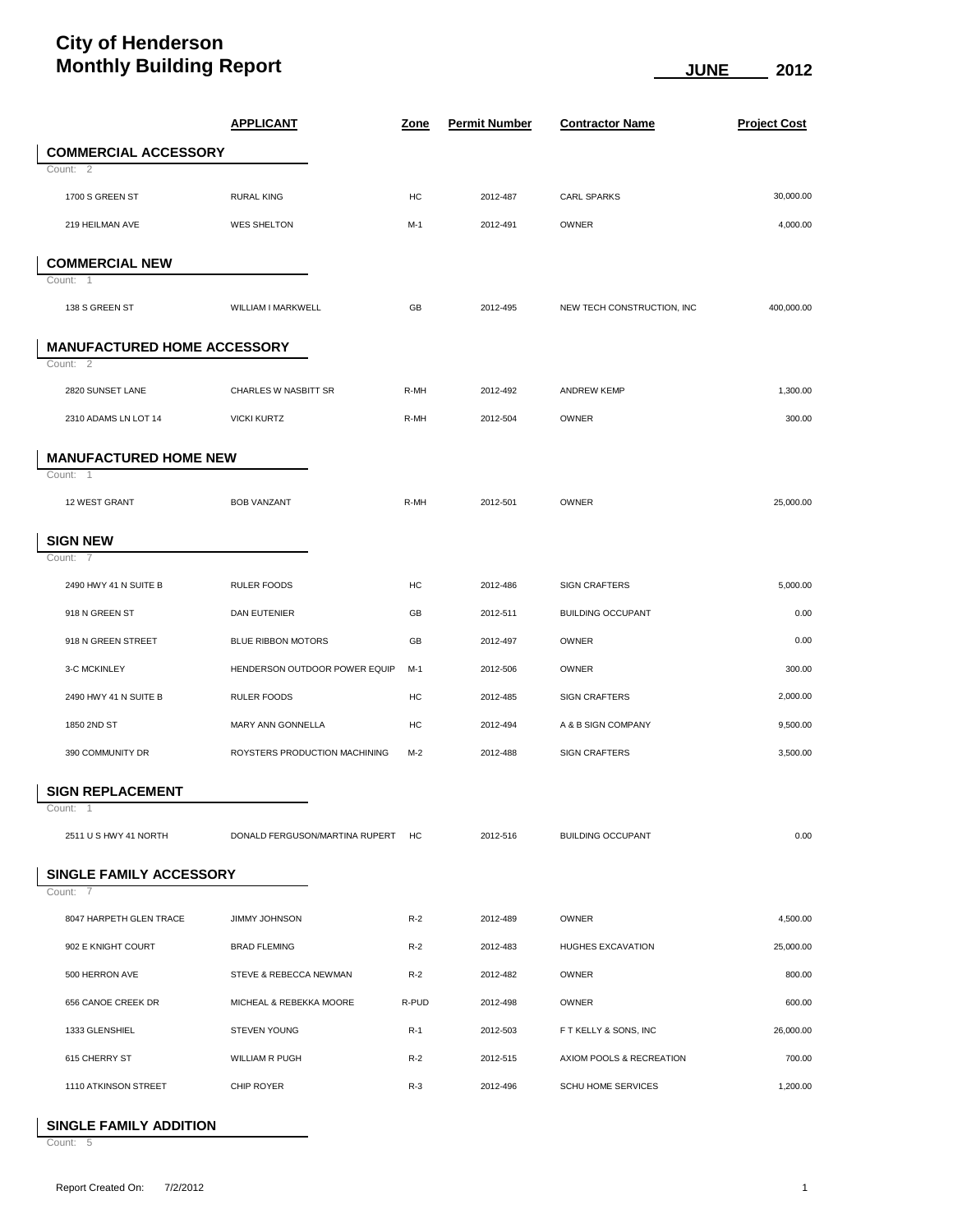# City of Henderson
# Monthly Building Report

**JUNE 2012**

| | APPLICANT | Zone | Permit Number | Contractor Name | Project Cost |
|---|---|---|---|---|---|
| **COMMERCIAL ACCESSORY** | | | | | |
| Count: 2 | | | | | |
| 1700 S GREEN ST | RURAL KING | HC | 2012-487 | CARL SPARKS | 30,000.00 |
| 219 HEILMAN AVE | WES SHELTON | M-1 | 2012-491 | OWNER | 4,000.00 |
| **COMMERCIAL NEW** | | | | | |
| Count: 1 | | | | | |
| 138 S GREEN ST | WILLIAM I MARKWELL | GB | 2012-495 | NEW TECH CONSTRUCTION, INC | 400,000.00 |
| **MANUFACTURED HOME ACCESSORY** | | | | | |
| Count: 2 | | | | | |
| 2820 SUNSET LANE | CHARLES W NASBITT SR | R-MH | 2012-492 | ANDREW KEMP | 1,300.00 |
| 2310 ADAMS LN LOT 14 | VICKI KURTZ | R-MH | 2012-504 | OWNER | 300.00 |
| **MANUFACTURED HOME NEW** | | | | | |
| Count: 1 | | | | | |
| 12 WEST GRANT | BOB VANZANT | R-MH | 2012-501 | OWNER | 25,000.00 |
| **SIGN NEW** | | | | | |
| Count: 7 | | | | | |
| 2490 HWY 41 N SUITE B | RULER FOODS | HC | 2012-486 | SIGN CRAFTERS | 5,000.00 |
| 918 N GREEN ST | DAN EUTENIER | GB | 2012-511 | BUILDING OCCUPANT | 0.00 |
| 918 N GREEN STREET | BLUE RIBBON MOTORS | GB | 2012-497 | OWNER | 0.00 |
| 3-C MCKINLEY | HENDERSON OUTDOOR POWER EQUIP | M-1 | 2012-506 | OWNER | 300.00 |
| 2490 HWY 41 N SUITE B | RULER FOODS | HC | 2012-485 | SIGN CRAFTERS | 2,000.00 |
| 1850 2ND ST | MARY ANN GONNELLA | HC | 2012-494 | A & B SIGN COMPANY | 9,500.00 |
| 390 COMMUNITY DR | ROYSTERS PRODUCTION MACHINING | M-2 | 2012-488 | SIGN CRAFTERS | 3,500.00 |
| **SIGN REPLACEMENT** | | | | | |
| Count: 1 | | | | | |
| 2511 U S HWY 41 NORTH | DONALD FERGUSON/MARTINA RUPERT | HC | 2012-516 | BUILDING OCCUPANT | 0.00 |
| **SINGLE FAMILY ACCESSORY** | | | | | |
| Count: 7 | | | | | |
| 8047 HARPETH GLEN TRACE | JIMMY JOHNSON | R-2 | 2012-489 | OWNER | 4,500.00 |
| 902 E KNIGHT COURT | BRAD FLEMING | R-2 | 2012-483 | HUGHES EXCAVATION | 25,000.00 |
| 500 HERRON AVE | STEVE & REBECCA NEWMAN | R-2 | 2012-482 | OWNER | 800.00 |
| 656 CANOE CREEK DR | MICHEAL & REBEKKA MOORE | R-PUD | 2012-498 | OWNER | 600.00 |
| 1333 GLENSHIEL | STEVEN YOUNG | R-1 | 2012-503 | F T KELLY & SONS, INC | 26,000.00 |
| 615 CHERRY ST | WILLIAM R PUGH | R-2 | 2012-515 | AXIOM POOLS & RECREATION | 700.00 |
| 1110 ATKINSON STREET | CHIP ROYER | R-3 | 2012-496 | SCHU HOME SERVICES | 1,200.00 |
| **SINGLE FAMILY ADDITION** | | | | | |
| Count: 5 | | | | | |

Report Created On: 7/2/2012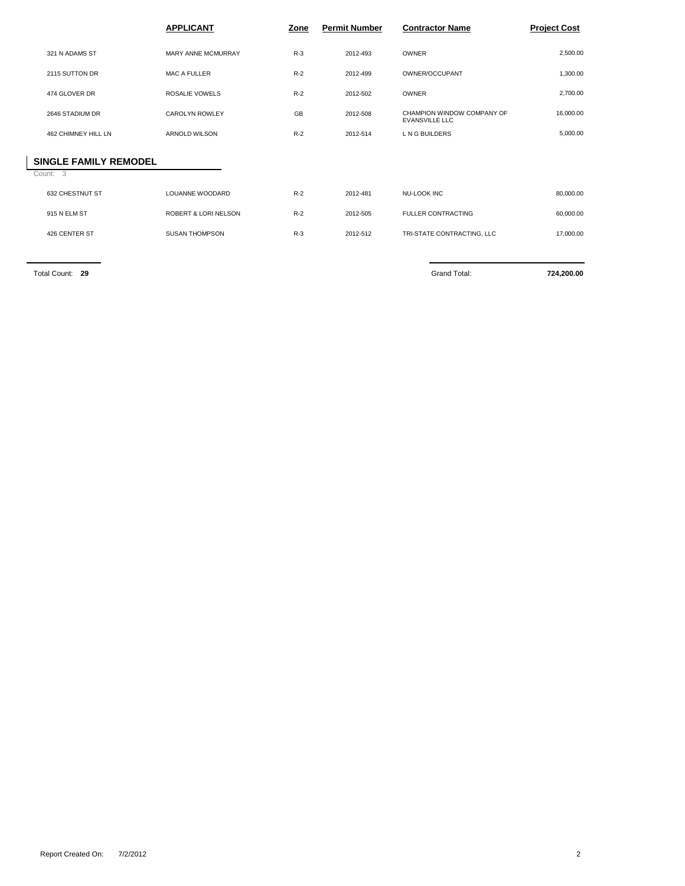| | APPLICANT | Zone | Permit Number | Contractor Name | Project Cost |
|---|---|---|---|---|---|
| 321 N ADAMS ST | MARY ANNE MCMURRAY | R-3 | 2012-493 | OWNER | 2,500.00 |
| 2115 SUTTON DR | MAC A FULLER | R-2 | 2012-499 | OWNER/OCCUPANT | 1,300.00 |
| 474 GLOVER DR | ROSALIE VOWELS | R-2 | 2012-502 | OWNER | 2,700.00 |
| 2646 STADIUM DR | CAROLYN ROWLEY | GB | 2012-508 | CHAMPION WINDOW COMPANY OF EVANSVILLE LLC | 16,000.00 |
| 462 CHIMNEY HILL LN | ARNOLD WILSON | R-2 | 2012-514 | L N G BUILDERS | 5,000.00 |

## SINGLE FAMILY REMODEL

Count: 3

| | | | | | |
|---|---|---|---|---|---|
| 632 CHESTNUT ST | LOUANNE WOODARD | R-2 | 2012-481 | NU-LOOK INC | 80,000.00 |
| 915 N ELM ST | ROBERT & LORI NELSON | R-2 | 2012-505 | FULLER CONTRACTING | 60,000.00 |
| 426 CENTER ST | SUSAN THOMPSON | R-3 | 2012-512 | TRI-STATE CONTRACTING, LLC | 17,000.00 |

Total Count: **29**

Grand Total: **724,200.00**

Report Created On: 7/2/2012